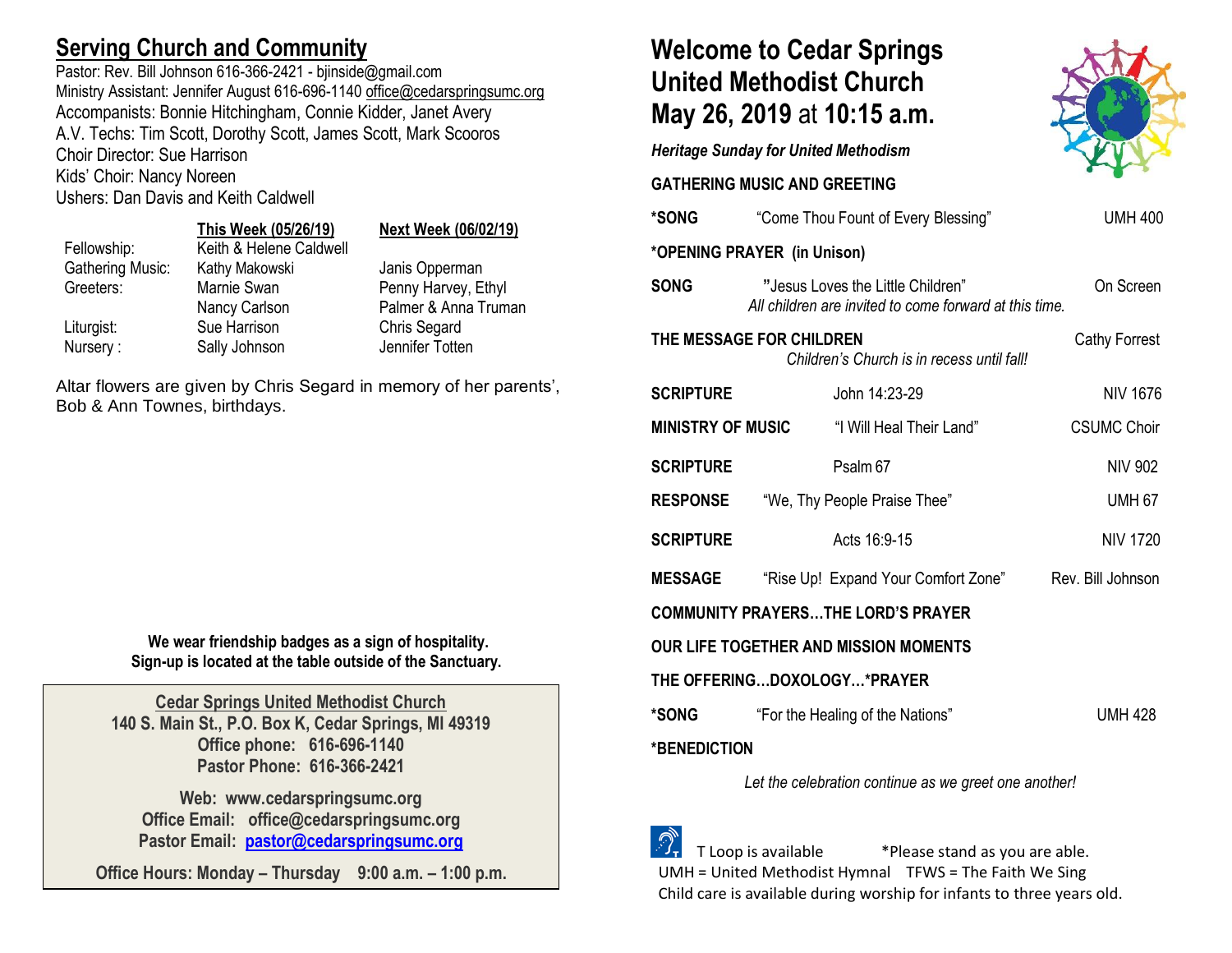## Serving Church and Community

Pastor: Rev. Bill Johnson 616-366-2421 - bjinside@gmail.com
Ministry Assistant: Jennifer August 616-696-1140 office@cedarspringsumc.org
Accompanists: Bonnie Hitchingham, Connie Kidder, Janet Avery
A.V. Techs: Tim Scott, Dorothy Scott, James Scott, Mark Scooros
Choir Director: Sue Harrison
Kids' Choir: Nancy Noreen
Ushers: Dan Davis and Keith Caldwell

| | This Week (05/26/19) | Next Week (06/02/19) |
|---|---|---|
| Fellowship: | Keith & Helene Caldwell | |
| Gathering Music: | Kathy Makowski | Janis Opperman |
| Greeters: | Marnie Swan, Nancy Carlson | Penny Harvey, Ethyl Palmer & Anna Truman |
| Liturgist: | Sue Harrison | Chris Segard |
| Nursery : | Sally Johnson | Jennifer Totten |

Altar flowers are given by Chris Segard in memory of her parents', Bob & Ann Townes, birthdays.

**We wear friendship badges as a sign of hospitality. Sign-up is located at the table outside of the Sanctuary.**

**Cedar Springs United Methodist Church**
**140 S. Main St., P.O. Box K, Cedar Springs, MI 49319**
**Office phone: 616-696-1140**
**Pastor Phone: 616-366-2421**

**Web: www.cedarspringsumc.org**
**Office Email: office@cedarspringsumc.org**
**Pastor Email: pastor@cedarspringsumc.org**

**Office Hours: Monday – Thursday 9:00 a.m. – 1:00 p.m.**

# Welcome to Cedar Springs United Methodist Church May 26, 2019 at 10:15 a.m.

*Heritage Sunday for United Methodism*

**GATHERING MUSIC AND GREETING**

**\*SONG** "Come Thou Fount of Every Blessing" UMH 400

**\*OPENING PRAYER (in Unison)**

**SONG** "Jesus Loves the Little Children" On Screen
*All children are invited to come forward at this time.*

**THE MESSAGE FOR CHILDREN** Cathy Forrest
*Children's Church is in recess until fall!*

**SCRIPTURE** John 14:23-29 NIV 1676

**MINISTRY OF MUSIC** "I Will Heal Their Land" CSUMC Choir

**SCRIPTURE** Psalm 67 NIV 902

**RESPONSE** "We, Thy People Praise Thee" UMH 67

**SCRIPTURE** Acts 16:9-15 NIV 1720

**MESSAGE** "Rise Up! Expand Your Comfort Zone" Rev. Bill Johnson

**COMMUNITY PRAYERS…THE LORD'S PRAYER**

**OUR LIFE TOGETHER AND MISSION MOMENTS**

**THE OFFERING…DOXOLOGY…\*PRAYER**

**\*SONG** "For the Healing of the Nations" UMH 428

**\*BENEDICTION**

*Let the celebration continue as we greet one another!*

T Loop is available    *Please stand as you are able.
UMH = United Methodist Hymnal  TFWS = The Faith We Sing
Child care is available during worship for infants to three years old.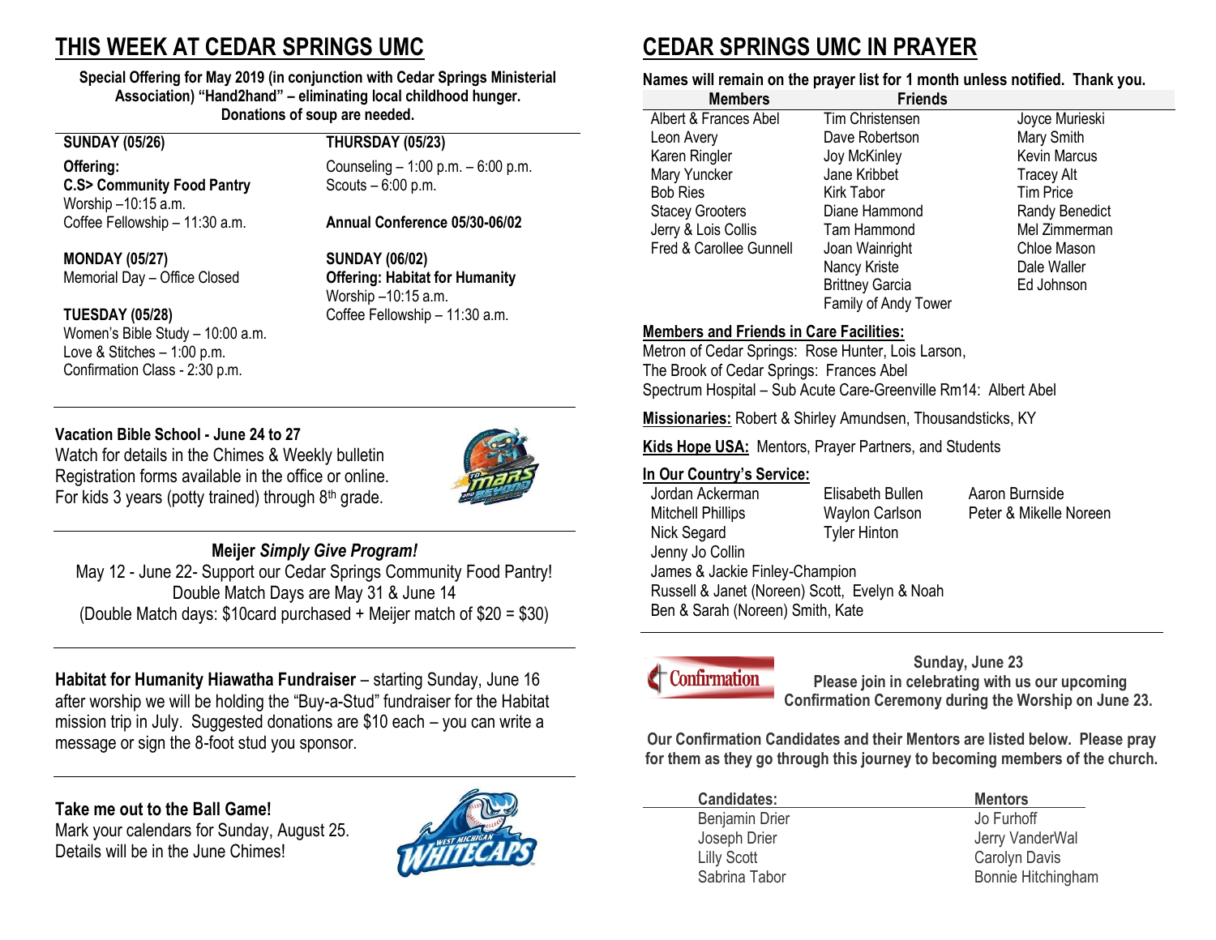# THIS WEEK AT CEDAR SPRINGS UMC

**Special Offering for May 2019 (in conjunction with Cedar Springs Ministerial Association) "Hand2hand" – eliminating local childhood hunger. Donations of soup are needed.**

**SUNDAY (05/26)**

**Offering:**
**C.S> Community Food Pantry**
Worship –10:15 a.m.
Coffee Fellowship – 11:30 a.m.

**MONDAY (05/27)**
Memorial Day – Office Closed

**TUESDAY (05/28)**
Women's Bible Study – 10:00 a.m.
Love & Stitches – 1:00 p.m.
Confirmation Class - 2:30 p.m.

**THURSDAY (05/23)**
Counseling – 1:00 p.m. – 6:00 p.m.
Scouts – 6:00 p.m.

**Annual Conference 05/30-06/02**

**SUNDAY (06/02)**
**Offering: Habitat for Humanity**
Worship –10:15 a.m.
Coffee Fellowship – 11:30 a.m.

---

**Vacation Bible School - June 24 to 27**
Watch for details in the Chimes & Weekly bulletin
Registration forms available in the office or online.
For kids 3 years (potty trained) through 8th grade.

---

**Meijer *Simply Give Program!***
May 12 - June 22- Support our Cedar Springs Community Food Pantry!
Double Match Days are May 31 & June 14
(Double Match days: $10card purchased + Meijer match of $20 = $30)

---

**Habitat for Humanity Hiawatha Fundraiser** – starting Sunday, June 16 after worship we will be holding the "Buy-a-Stud" fundraiser for the Habitat mission trip in July. Suggested donations are $10 each – you can write a message or sign the 8-foot stud you sponsor.

---

**Take me out to the Ball Game!**
Mark your calendars for Sunday, August 25.
Details will be in the June Chimes!

# CEDAR SPRINGS UMC IN PRAYER

**Names will remain on the prayer list for 1 month unless notified. Thank you.**

| Members | Friends | |
|---|---|---|
| Albert & Frances Abel | Tim Christensen | Joyce Murieski |
| Leon Avery | Dave Robertson | Mary Smith |
| Karen Ringler | Joy McKinley | Kevin Marcus |
| Mary Yuncker | Jane Kribbet | Tracey Alt |
| Bob Ries | Kirk Tabor | Tim Price |
| Stacey Grooters | Diane Hammond | Randy Benedict |
| Jerry & Lois Collis | Tam Hammond | Mel Zimmerman |
| Fred & Carollee Gunnell | Joan Wainright | Chloe Mason |
| | Nancy Kriste | Dale Waller |
| | Brittney Garcia | Ed Johnson |
| | Family of Andy Tower | |

**Members and Friends in Care Facilities:**
Metron of Cedar Springs: Rose Hunter, Lois Larson,
The Brook of Cedar Springs: Frances Abel
Spectrum Hospital – Sub Acute Care-Greenville Rm14: Albert Abel

**Missionaries:** Robert & Shirley Amundsen, Thousandsticks, KY

**Kids Hope USA:** Mentors, Prayer Partners, and Students

**In Our Country's Service:**
Jordan Ackerman, Elisabeth Bullen, Aaron Burnside
Mitchell Phillips, Waylon Carlson, Peter & Mikelle Noreen
Nick Segard, Tyler Hinton
Jenny Jo Collin
James & Jackie Finley-Champion
Russell & Janet (Noreen) Scott, Evelyn & Noah
Ben & Sarah (Noreen) Smith, Kate

---

Confirmation

**Sunday, June 23**
**Please join in celebrating with us our upcoming Confirmation Ceremony during the Worship on June 23.**

**Our Confirmation Candidates and their Mentors are listed below. Please pray for them as they go through this journey to becoming members of the church.**

| Candidates: | Mentors |
|---|---|
| Benjamin Drier | Jo Furhoff |
| Joseph Drier | Jerry VanderWal |
| Lilly Scott | Carolyn Davis |
| Sabrina Tabor | Bonnie Hitchingham |